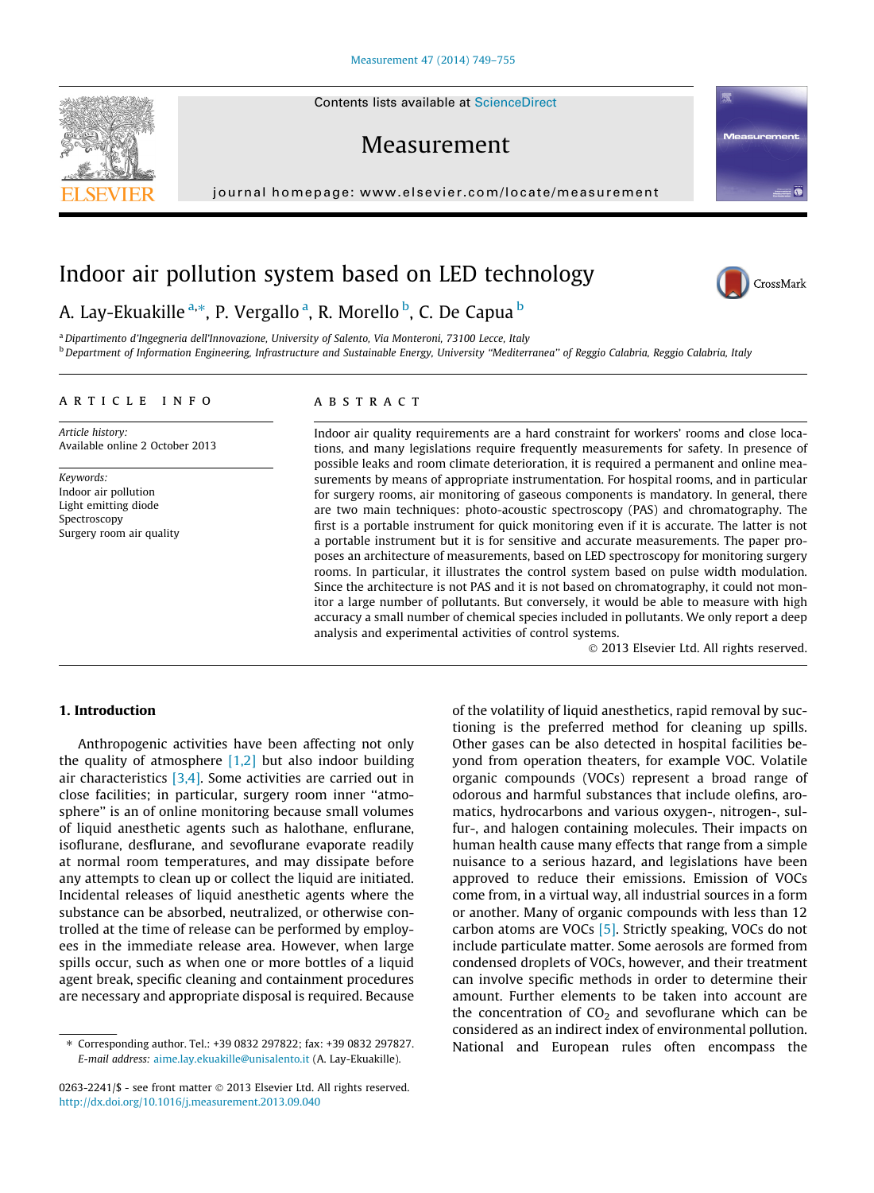# Indoor air pollution system based on LED technology

A. Lay-Ekuakille [a,*], P. Vergallo [a], R. Morello [b], C. De Capua [b]

[a] Dipartimento d'Ingegneria dell'Innovazione, University of Salento, Via Monteroni, 73100 Lecce, Italy

[b] Department of Information Engineering, Infrastructure and Sustainable Energy, University "Mediterranea" of Reggio Calabria, Reggio Calabria, Italy

## ARTICLE INFO

*Article history:*
Available online 2 October 2013

*Keywords:*
Indoor air pollution
Light emitting diode
Spectroscopy
Surgery room air quality

## ABSTRACT

Indoor air quality requirements are a hard constraint for workers' rooms and close locations, and many legislations require frequently measurements for safety. In presence of possible leaks and room climate deterioration, it is required a permanent and online measurements by means of appropriate instrumentation. For hospital rooms, and in particular for surgery rooms, air monitoring of gaseous components is mandatory. In general, there are two main techniques: photo-acoustic spectroscopy (PAS) and chromatography. The first is a portable instrument for quick monitoring even if it is accurate. The latter is not a portable instrument but it is for sensitive and accurate measurements. The paper proposes an architecture of measurements, based on LED spectroscopy for monitoring surgery rooms. In particular, it illustrates the control system based on pulse width modulation. Since the architecture is not PAS and it is not based on chromatography, it could not monitor a large number of pollutants. But conversely, it would be able to measure with high accuracy a small number of chemical species included in pollutants. We only report a deep analysis and experimental activities of control systems.

© 2013 Elsevier Ltd. All rights reserved.

## 1. Introduction

Anthropogenic activities have been affecting not only the quality of atmosphere [1,2] but also indoor building air characteristics [3,4]. Some activities are carried out in close facilities; in particular, surgery room inner "atmosphere" is an of online monitoring because small volumes of liquid anesthetic agents such as halothane, enflurane, isoflurane, desflurane, and sevoflurane evaporate readily at normal room temperatures, and may dissipate before any attempts to clean up or collect the liquid are initiated. Incidental releases of liquid anesthetic agents where the substance can be absorbed, neutralized, or otherwise controlled at the time of release can be performed by employees in the immediate release area. However, when large spills occur, such as when one or more bottles of a liquid agent break, specific cleaning and containment procedures are necessary and appropriate disposal is required. Because of the volatility of liquid anesthetics, rapid removal by suctioning is the preferred method for cleaning up spills. Other gases can be also detected in hospital facilities beyond from operation theaters, for example VOC. Volatile organic compounds (VOCs) represent a broad range of odorous and harmful substances that include olefins, aromatics, hydrocarbons and various oxygen-, nitrogen-, sulfur-, and halogen containing molecules. Their impacts on human health cause many effects that range from a simple nuisance to a serious hazard, and legislations have been approved to reduce their emissions. Emission of VOCs come from, in a virtual way, all industrial sources in a form or another. Many of organic compounds with less than 12 carbon atoms are VOCs [5]. Strictly speaking, VOCs do not include particulate matter. Some aerosols are formed from condensed droplets of VOCs, however, and their treatment can involve specific methods in order to determine their amount. Further elements to be taken into account are the concentration of $CO_2$ and sevoflurane which can be considered as an indirect index of environmental pollution. National and European rules often encompass the

* Corresponding author. Tel.: +39 0832 297822; fax: +39 0832 297827.
*E-mail address:* aime.lay.ekuakille@unisalento.it (A. Lay-Ekuakille).

0263-2241/$ - see front matter © 2013 Elsevier Ltd. All rights reserved.
http://dx.doi.org/10.1016/j.measurement.2013.09.040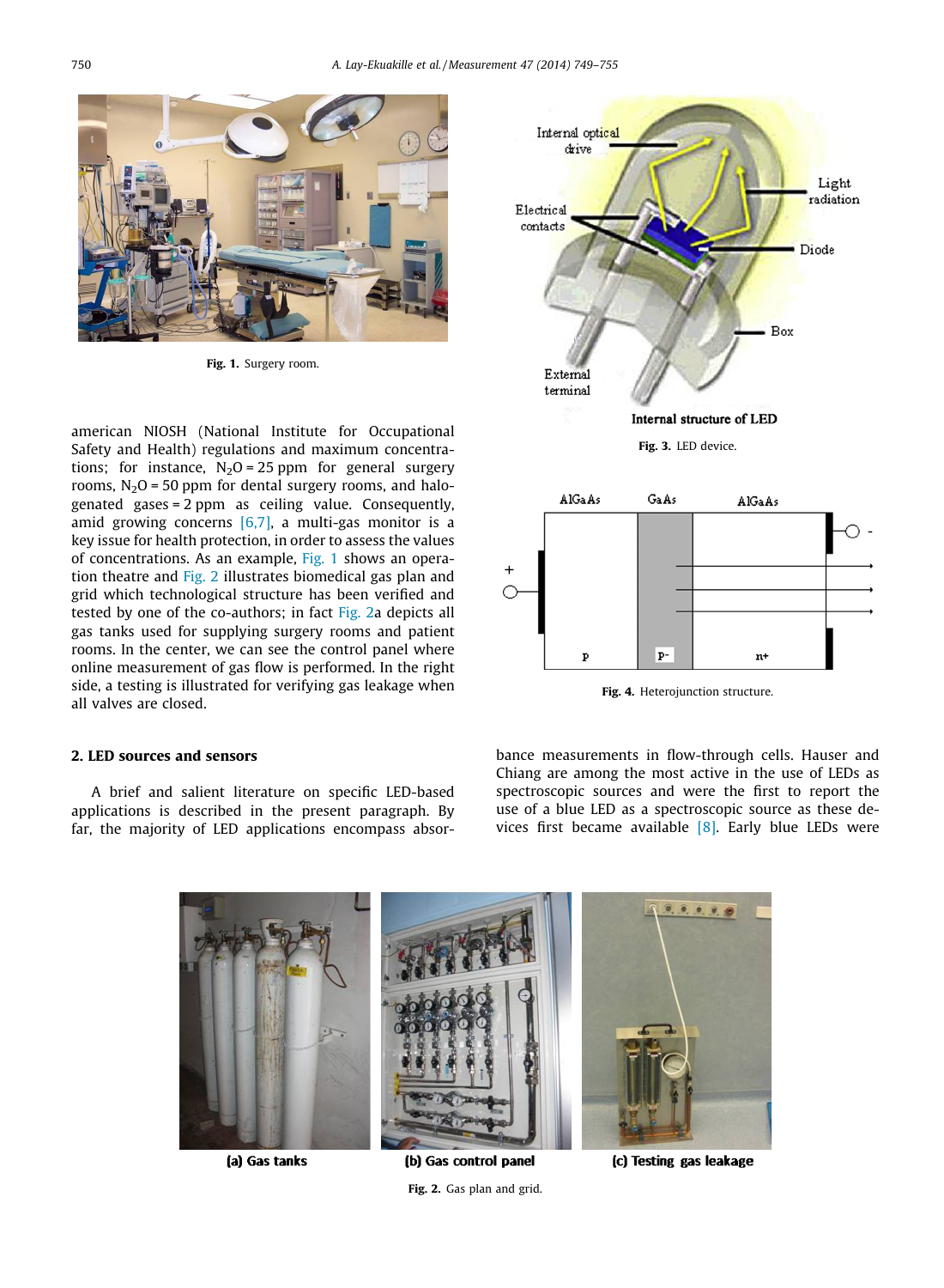Fig. 1. Surgery room.

Internal optical drive

Electrical contacts

Light radiation

Diode

Box

External terminal

Internal structure of LED

Fig. 3. LED device.

AlGaAs GaAs AlGaAs

+

-

p p- n+

Fig. 4. Heterojunction structure.

american NIOSH (National Institute for Occupational Safety and Health) regulations and maximum concentrations; for instance, $N_2O$ = 25 ppm for general surgery rooms, $N_2O$ = 50 ppm for dental surgery rooms, and halogenated gases = 2 ppm as ceiling value. Consequently, amid growing concerns [6,7], a multi-gas monitor is a key issue for health protection, in order to assess the values of concentrations. As an example, Fig. 1 shows an operation theatre and Fig. 2 illustrates biomedical gas plan and grid which technological structure has been verified and tested by one of the co-authors; in fact Fig. 2a depicts all gas tanks used for supplying surgery rooms and patient rooms. In the center, we can see the control panel where online measurement of gas flow is performed. In the right side, a testing is illustrated for verifying gas leakage when all valves are closed.

## 2. LED sources and sensors

A brief and salient literature on specific LED-based applications is described in the present paragraph. By far, the majority of LED applications encompass absorbance measurements in flow-through cells. Hauser and Chiang are among the most active in the use of LEDs as spectroscopic sources and were the first to report the use of a blue LED as a spectroscopic source as these devices first became available [8]. Early blue LEDs were

(a) Gas tanks

(b) Gas control panel

(c) Testing gas leakage

Fig. 2. Gas plan and grid.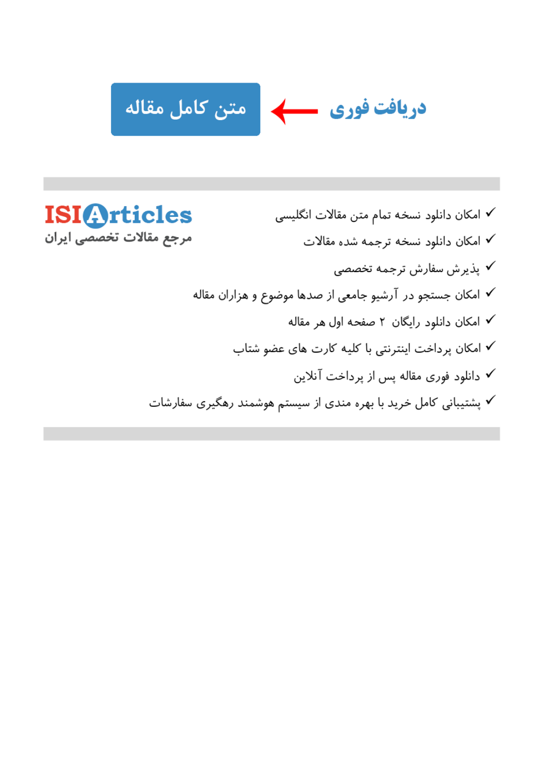**دریافت فوری** ← **متن کامل مقاله**

**ISIArticles**

مرجع مقالات تخصصی ایران

- ✓ امکان دانلود نسخه تمام متن مقالات انگلیسی
- ✓ امکان دانلود نسخه ترجمه شده مقالات
- ✓ پذیرش سفارش ترجمه تخصصی
- ✓ امکان جستجو در آرشیو جامعی از صدها موضوع و هزاران مقاله
- ✓ امکان دانلود رایگان ۲ صفحه اول هر مقاله
- ✓ امکان پرداخت اینترنتی با کلیه کارت های عضو شتاب
- ✓ دانلود فوری مقاله پس از پرداخت آنلاین
- ✓ پشتیبانی کامل خرید با بهره مندی از سیستم هوشمند رهگیری سفارشات